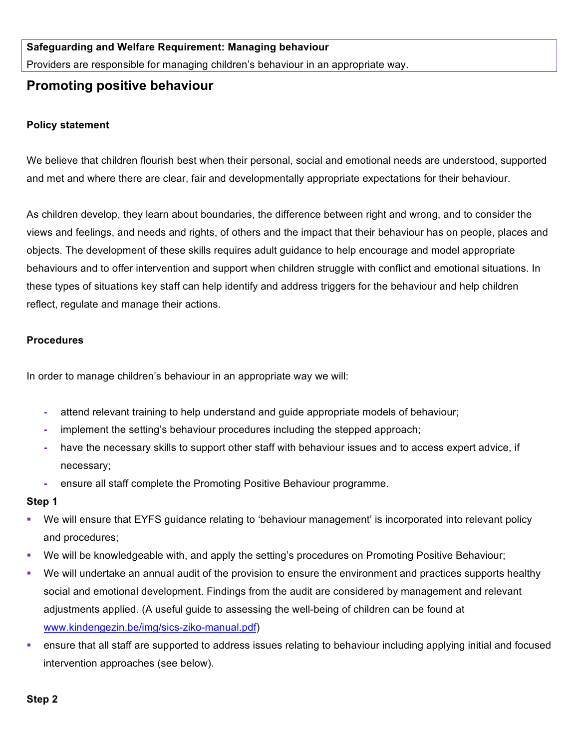**Safeguarding and Welfare Requirement: Managing behaviour**

Providers are responsible for managing children's behaviour in an appropriate way.

## Promoting positive behaviour

**Policy statement**

We believe that children flourish best when their personal, social and emotional needs are understood, supported and met and where there are clear, fair and developmentally appropriate expectations for their behaviour.

As children develop, they learn about boundaries, the difference between right and wrong, and to consider the views and feelings, and needs and rights, of others and the impact that their behaviour has on people, places and objects. The development of these skills requires adult guidance to help encourage and model appropriate behaviours and to offer intervention and support when children struggle with conflict and emotional situations. In these types of situations key staff can help identify and address triggers for the behaviour and help children reflect, regulate and manage their actions.

**Procedures**

In order to manage children's behaviour in an appropriate way we will:

- attend relevant training to help understand and guide appropriate models of behaviour;
- implement the setting's behaviour procedures including the stepped approach;
- have the necessary skills to support other staff with behaviour issues and to access expert advice, if necessary;
- ensure all staff complete the Promoting Positive Behaviour programme.

**Step 1**

- We will ensure that EYFS guidance relating to 'behaviour management' is incorporated into relevant policy and procedures;
- We will be knowledgeable with, and apply the setting's procedures on Promoting Positive Behaviour;
- We will undertake an annual audit of the provision to ensure the environment and practices supports healthy social and emotional development. Findings from the audit are considered by management and relevant adjustments applied. (A useful guide to assessing the well-being of children can be found at [www.kindengezin.be/img/sics-ziko-manual.pdf](www.kindengezin.be/img/sics-ziko-manual.pdf))
- ensure that all staff are supported to address issues relating to behaviour including applying initial and focused intervention approaches (see below).

**Step 2**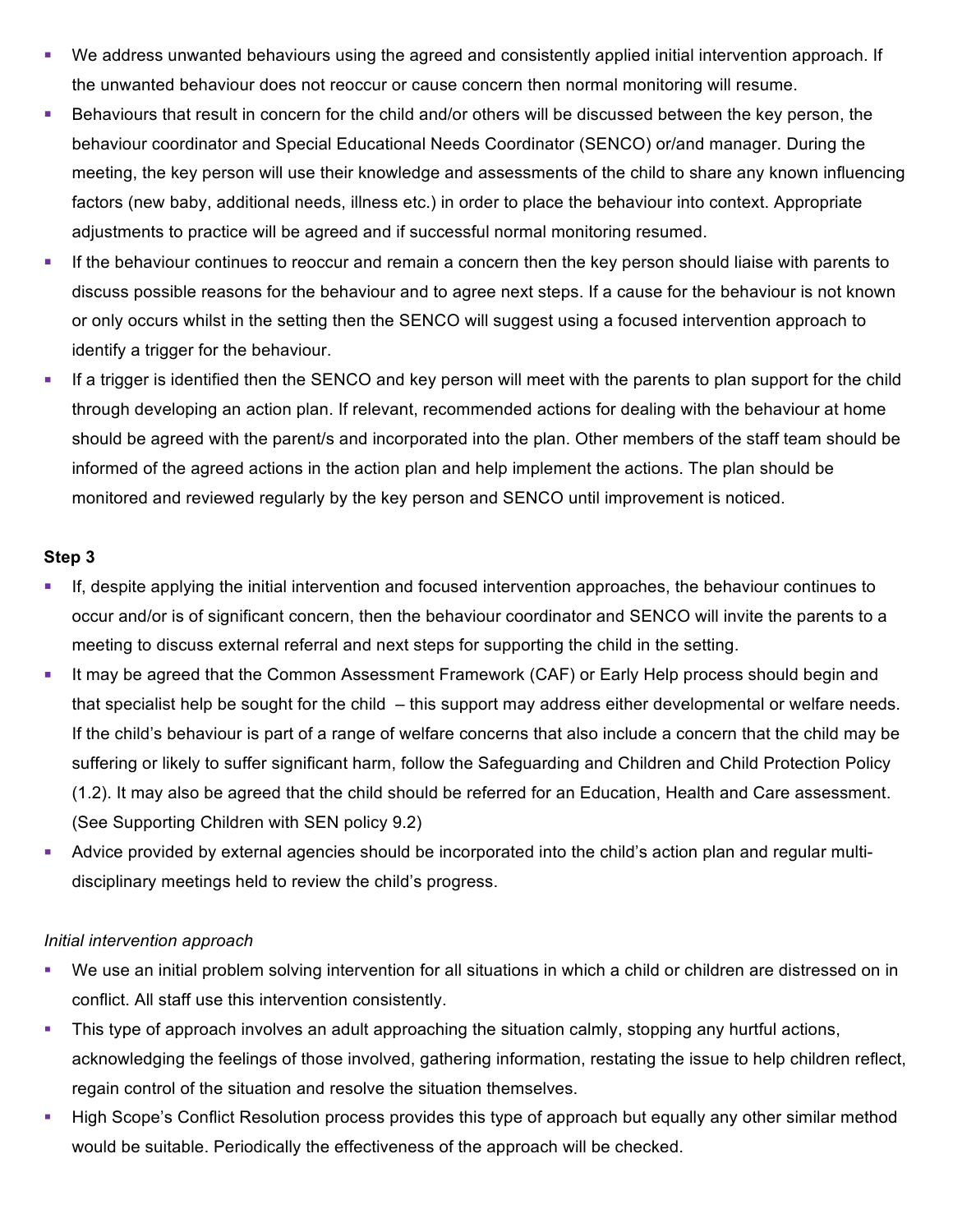- We address unwanted behaviours using the agreed and consistently applied initial intervention approach. If the unwanted behaviour does not reoccur or cause concern then normal monitoring will resume.
- Behaviours that result in concern for the child and/or others will be discussed between the key person, the behaviour coordinator and Special Educational Needs Coordinator (SENCO) or/and manager. During the meeting, the key person will use their knowledge and assessments of the child to share any known influencing factors (new baby, additional needs, illness etc.) in order to place the behaviour into context. Appropriate adjustments to practice will be agreed and if successful normal monitoring resumed.
- If the behaviour continues to reoccur and remain a concern then the key person should liaise with parents to discuss possible reasons for the behaviour and to agree next steps. If a cause for the behaviour is not known or only occurs whilst in the setting then the SENCO will suggest using a focused intervention approach to identify a trigger for the behaviour.
- If a trigger is identified then the SENCO and key person will meet with the parents to plan support for the child through developing an action plan. If relevant, recommended actions for dealing with the behaviour at home should be agreed with the parent/s and incorporated into the plan. Other members of the staff team should be informed of the agreed actions in the action plan and help implement the actions. The plan should be monitored and reviewed regularly by the key person and SENCO until improvement is noticed.

**Step 3**

- If, despite applying the initial intervention and focused intervention approaches, the behaviour continues to occur and/or is of significant concern, then the behaviour coordinator and SENCO will invite the parents to a meeting to discuss external referral and next steps for supporting the child in the setting.
- It may be agreed that the Common Assessment Framework (CAF) or Early Help process should begin and that specialist help be sought for the child – this support may address either developmental or welfare needs. If the child's behaviour is part of a range of welfare concerns that also include a concern that the child may be suffering or likely to suffer significant harm, follow the Safeguarding and Children and Child Protection Policy (1.2). It may also be agreed that the child should be referred for an Education, Health and Care assessment. (See Supporting Children with SEN policy 9.2)
- Advice provided by external agencies should be incorporated into the child's action plan and regular multi-disciplinary meetings held to review the child's progress.

*Initial intervention approach*

- We use an initial problem solving intervention for all situations in which a child or children are distressed on in conflict. All staff use this intervention consistently.
- This type of approach involves an adult approaching the situation calmly, stopping any hurtful actions, acknowledging the feelings of those involved, gathering information, restating the issue to help children reflect, regain control of the situation and resolve the situation themselves.
- High Scope's Conflict Resolution process provides this type of approach but equally any other similar method would be suitable. Periodically the effectiveness of the approach will be checked.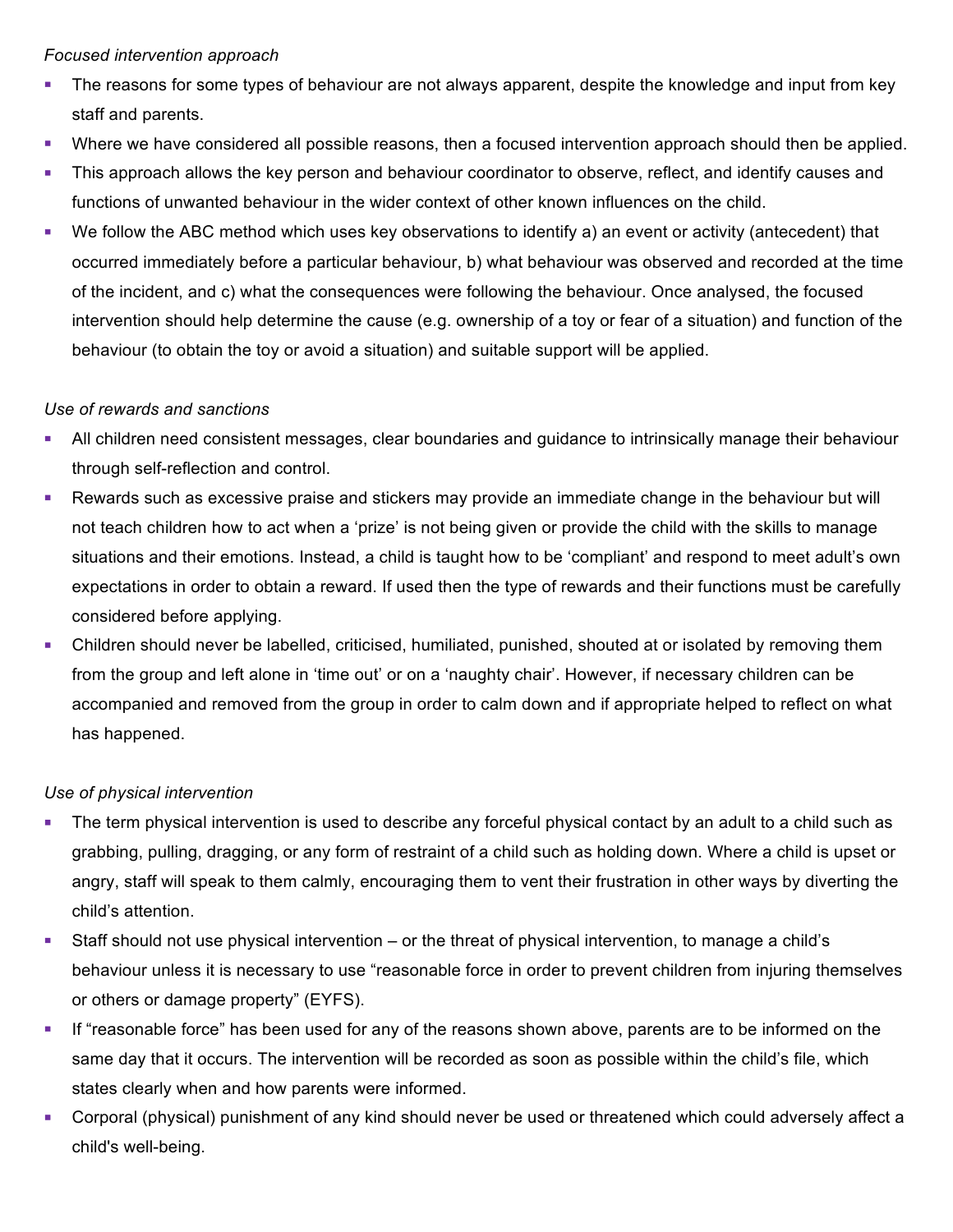*Focused intervention approach*

- The reasons for some types of behaviour are not always apparent, despite the knowledge and input from key staff and parents.
- Where we have considered all possible reasons, then a focused intervention approach should then be applied.
- This approach allows the key person and behaviour coordinator to observe, reflect, and identify causes and functions of unwanted behaviour in the wider context of other known influences on the child.
- We follow the ABC method which uses key observations to identify a) an event or activity (antecedent) that occurred immediately before a particular behaviour, b) what behaviour was observed and recorded at the time of the incident, and c) what the consequences were following the behaviour. Once analysed, the focused intervention should help determine the cause (e.g. ownership of a toy or fear of a situation) and function of the behaviour (to obtain the toy or avoid a situation) and suitable support will be applied.

*Use of rewards and sanctions*

- All children need consistent messages, clear boundaries and guidance to intrinsically manage their behaviour through self-reflection and control.
- Rewards such as excessive praise and stickers may provide an immediate change in the behaviour but will not teach children how to act when a 'prize' is not being given or provide the child with the skills to manage situations and their emotions. Instead, a child is taught how to be 'compliant' and respond to meet adult's own expectations in order to obtain a reward. If used then the type of rewards and their functions must be carefully considered before applying.
- Children should never be labelled, criticised, humiliated, punished, shouted at or isolated by removing them from the group and left alone in 'time out' or on a 'naughty chair'. However, if necessary children can be accompanied and removed from the group in order to calm down and if appropriate helped to reflect on what has happened.

*Use of physical intervention*

- The term physical intervention is used to describe any forceful physical contact by an adult to a child such as grabbing, pulling, dragging, or any form of restraint of a child such as holding down. Where a child is upset or angry, staff will speak to them calmly, encouraging them to vent their frustration in other ways by diverting the child's attention.
- Staff should not use physical intervention – or the threat of physical intervention, to manage a child's behaviour unless it is necessary to use "reasonable force in order to prevent children from injuring themselves or others or damage property" (EYFS).
- If "reasonable force" has been used for any of the reasons shown above, parents are to be informed on the same day that it occurs. The intervention will be recorded as soon as possible within the child's file, which states clearly when and how parents were informed.
- Corporal (physical) punishment of any kind should never be used or threatened which could adversely affect a child's well-being.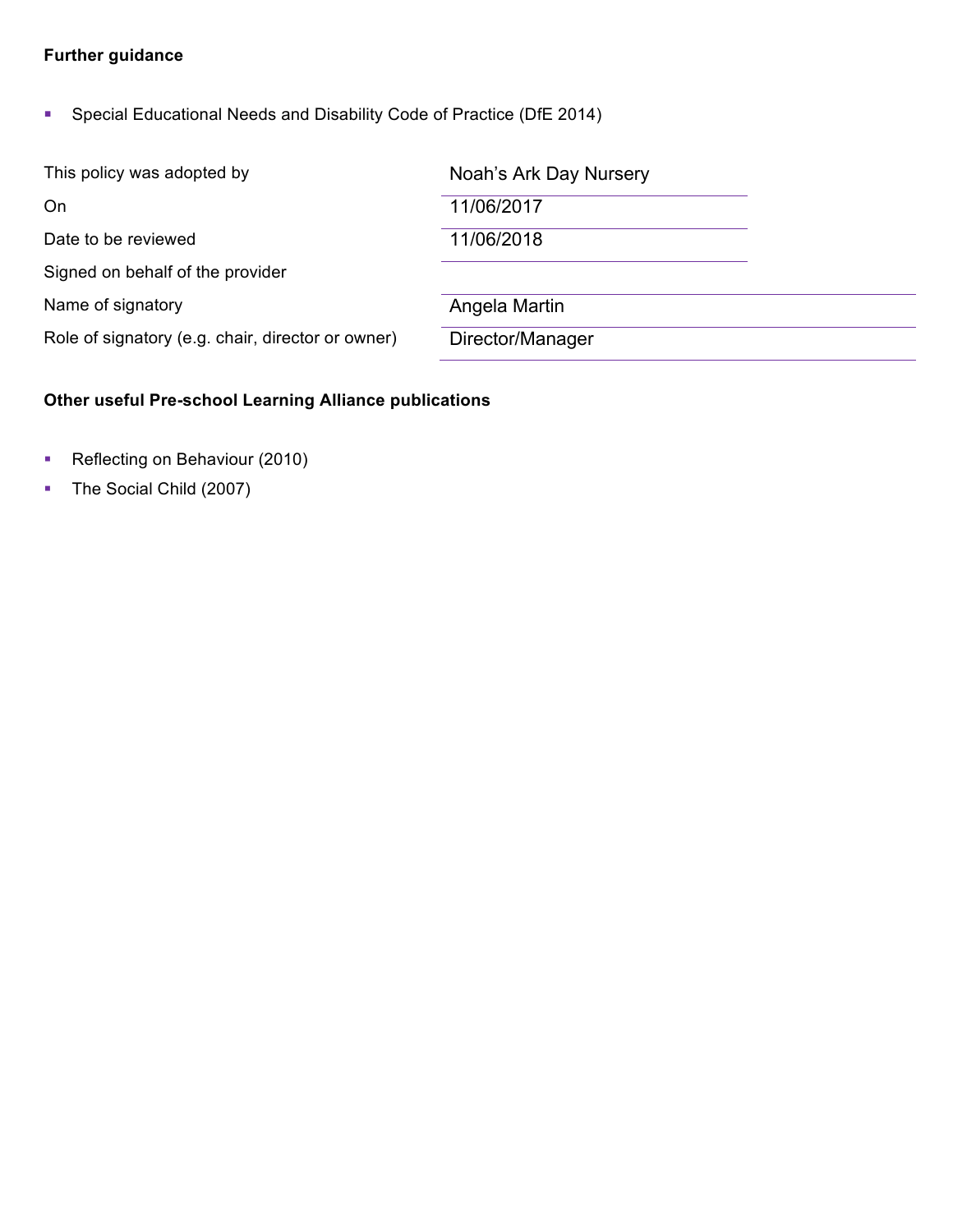**Further guidance**

- Special Educational Needs and Disability Code of Practice (DfE 2014)

| | |
|---|---|
| This policy was adopted by | Noah's Ark Day Nursery |
| On | 11/06/2017 |
| Date to be reviewed | 11/06/2018 |
| Signed on behalf of the provider | |
| Name of signatory | Angela Martin |
| Role of signatory (e.g. chair, director or owner) | Director/Manager |

**Other useful Pre-school Learning Alliance publications**

- Reflecting on Behaviour (2010)
- The Social Child (2007)